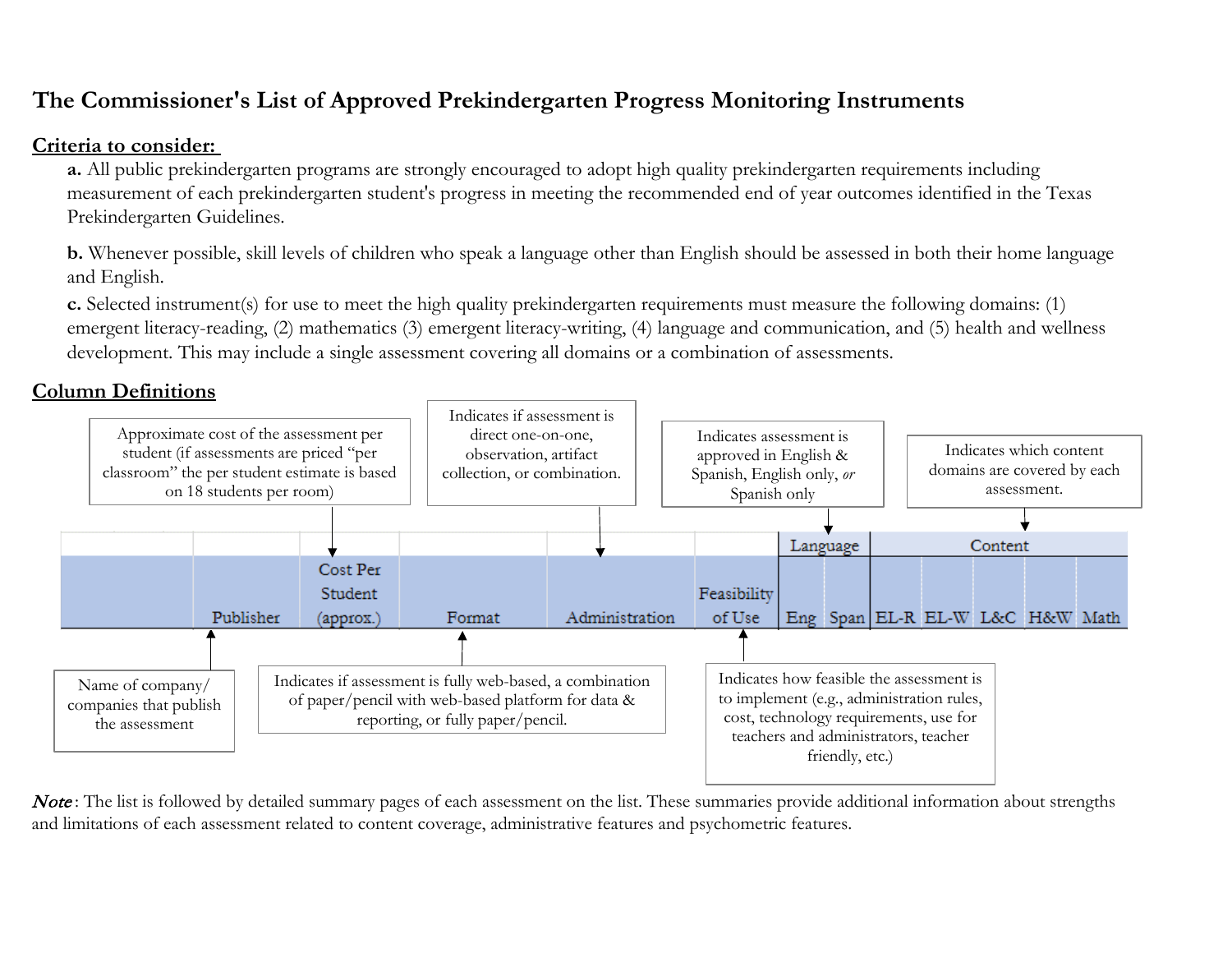# The Commissioner's List of Approved Prekindergarten Progress Monitoring Instruments

## Criteria to consider:

**a.** All public prekindergarten programs are strongly encouraged to adopt high quality prekindergarten requirements including measurement of each prekindergarten student's progress in meeting the recommended end of year outcomes identified in the Texas Prekindergarten Guidelines.

**b.** Whenever possible, skill levels of children who speak a language other than English should be assessed in both their home language and English.

**c.** Selected instrument(s) for use to meet the high quality prekindergarten requirements must measure the following domains: (1) emergent literacy-reading, (2) mathematics (3) emergent literacy-writing, (4) language and communication, and (5) health and wellness development. This may include a single assessment covering all domains or a combination of assessments.

## Column Definitions

| | Publisher | Cost Per Student (approx.) | Format | Administration | Feasibility of Use | Language | | Content | | | | |
|---|---|---|---|---|---|---|---|---|---|---|---|---|
| | | | | | | Eng | Span | EL-R | EL-W | L&C | H&W | Math |

- **Publisher:** Name of company/ companies that publish the assessment
- **Cost Per Student (approx.):** Approximate cost of the assessment per student (if assessments are priced "per classroom" the per student estimate is based on 18 students per room)
- **Format:** Indicates if assessment is fully web-based, a combination of paper/pencil with web-based platform for data & reporting, or fully paper/pencil.
- **Administration:** Indicates if assessment is direct one-on-one, observation, artifact collection, or combination.
- **Feasibility of Use:** Indicates how feasible the assessment is to implement (e.g., administration rules, cost, technology requirements, use for teachers and administrators, teacher friendly, etc.)
- **Language:** Indicates assessment is approved in English & Spanish, English only, *or* Spanish only
- **Content:** Indicates which content domains are covered by each assessment.

***Note***: The list is followed by detailed summary pages of each assessment on the list. These summaries provide additional information about strengths and limitations of each assessment related to content coverage, administrative features and psychometric features.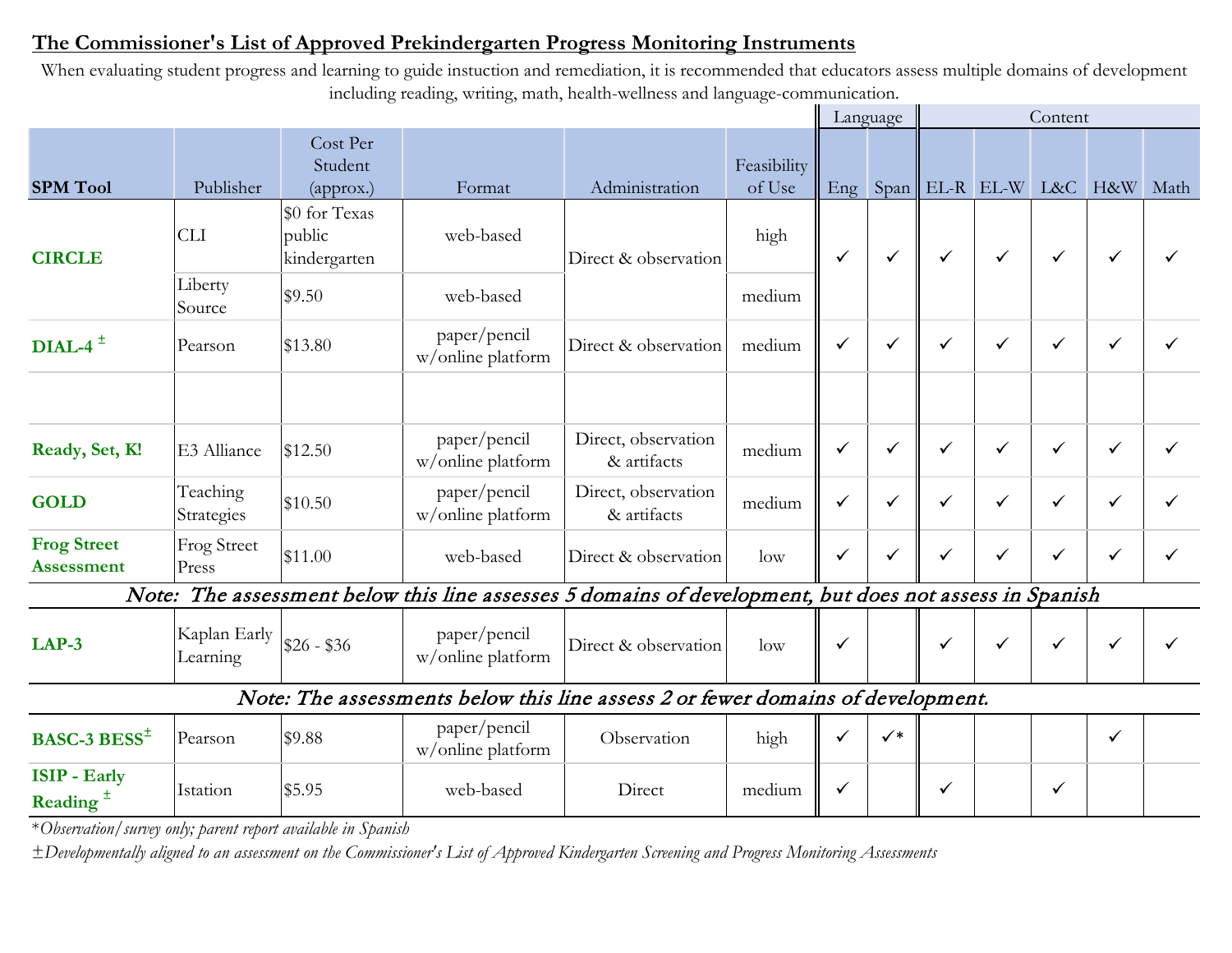## The Commissioner's List of Approved Prekindergarten Progress Monitoring Instruments

When evaluating student progress and learning to guide instuction and remediation, it is recommended that educators assess multiple domains of development including reading, writing, math, health-wellness and language-communication.

| | | | | | | Language | | Content | | | | |
|---|---|---|---|---|---|---|---|---|---|---|---|---|
| **SPM Tool** | Publisher | Cost Per Student (approx.) | Format | Administration | Feasibility of Use | Eng | Span | EL-R | EL-W | L&C | H&W | Math |
| **CIRCLE** | CLI | $0 for Texas public kindergarten | web-based | Direct & observation | high | ✓ | ✓ | ✓ | ✓ | ✓ | ✓ | ✓ |
| | Liberty Source | $9.50 | web-based | | medium | | | | | | | |
| **DIAL-4 ±** | Pearson | $13.80 | paper/pencil w/online platform | Direct & observation | medium | ✓ | ✓ | ✓ | ✓ | ✓ | ✓ | ✓ |
| | | | | | | | | | | | | |
| **Ready, Set, K!** | E3 Alliance | $12.50 | paper/pencil w/online platform | Direct, observation & artifacts | medium | ✓ | ✓ | ✓ | ✓ | ✓ | ✓ | ✓ |
| **GOLD** | Teaching Strategies | $10.50 | paper/pencil w/online platform | Direct, observation & artifacts | medium | ✓ | ✓ | ✓ | ✓ | ✓ | ✓ | ✓ |
| **Frog Street Assessment** | Frog Street Press | $11.00 | web-based | Direct & observation | low | ✓ | ✓ | ✓ | ✓ | ✓ | ✓ | ✓ |
| ***Note: The assessment below this line assesses 5 domains of development, but does not assess in Spanish*** | | | | | | | | | | | | |
| **LAP-3** | Kaplan Early Learning | $26 - $36 | paper/pencil w/online platform | Direct & observation | low | ✓ | | ✓ | ✓ | ✓ | ✓ | ✓ |
| ***Note: The assessments below this line assess 2 or fewer domains of development.*** | | | | | | | | | | | | |
| **BASC-3 BESS±** | Pearson | $9.88 | paper/pencil w/online platform | Observation | high | ✓ | ✓* | | | | ✓ | |
| **ISIP - Early Reading ±** | Istation | $5.95 | web-based | Direct | medium | ✓ | | ✓ | | ✓ | | |

*\*Observation/survey only; parent report available in Spanish*

*±Developmentally aligned to an assessment on the Commissioner's List of Approved Kindergarten Screening and Progress Monitoring Assessments*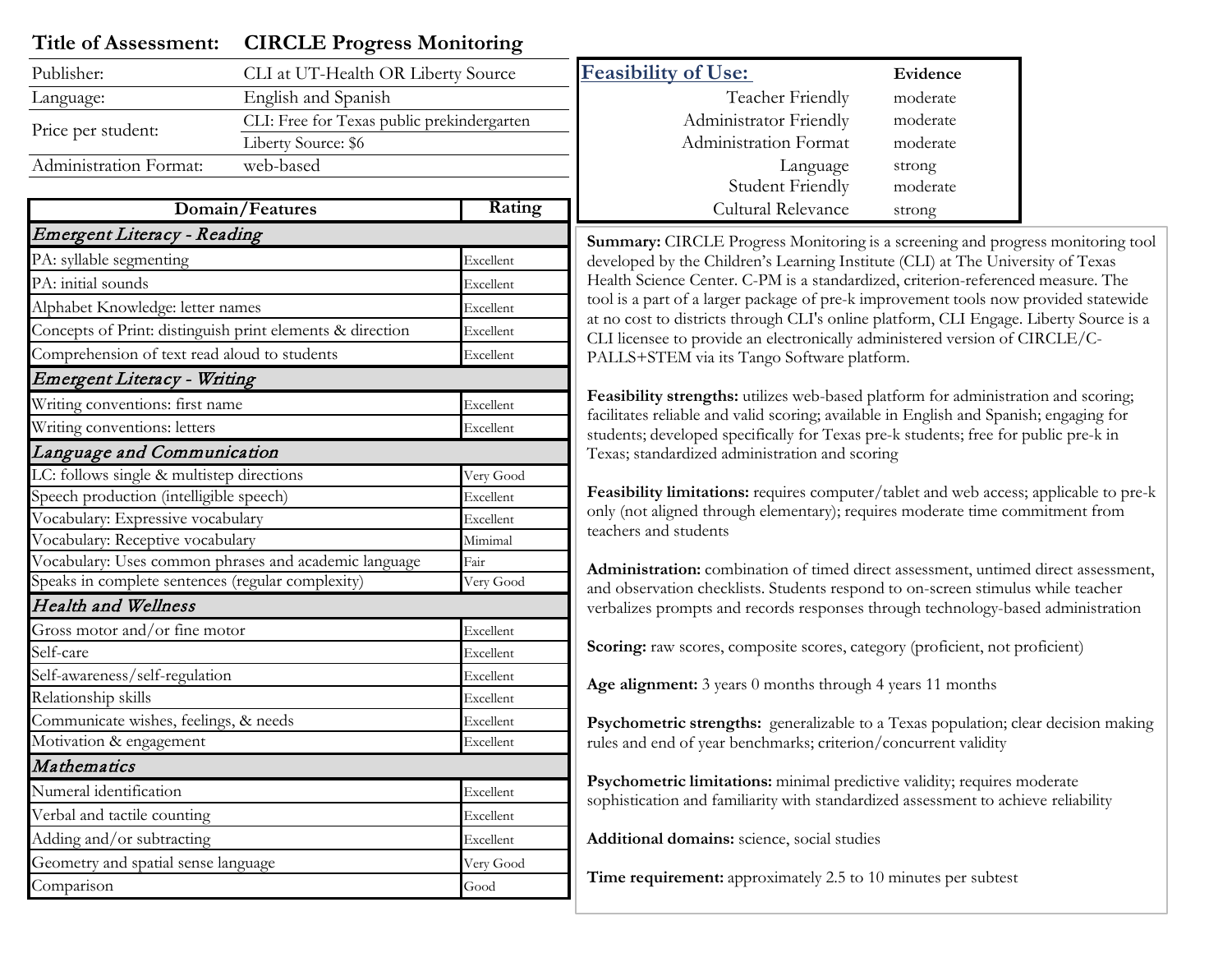## Title of Assessment: CIRCLE Progress Monitoring

| | |
|---|---|
| Publisher: | CLI at UT-Health OR Liberty Source |
| Language: | English and Spanish |
| Price per student: | CLI: Free for Texas public prekindergarten |
| | Liberty Source: $6 |
| Administration Format: | web-based |

| Domain/Features | Rating |
|---|---|
| ***Emergent Literacy - Reading*** | |
| PA: syllable segmenting | Excellent |
| PA: initial sounds | Excellent |
| Alphabet Knowledge: letter names | Excellent |
| Concepts of Print: distinguish print elements & direction | Excellent |
| Comprehension of text read aloud to students | Excellent |
| ***Emergent Literacy - Writing*** | |
| Writing conventions: first name | Excellent |
| Writing conventions: letters | Excellent |
| ***Language and Communication*** | |
| LC: follows single & multistep directions | Very Good |
| Speech production (intelligible speech) | Excellent |
| Vocabulary: Expressive vocabulary | Excellent |
| Vocabulary: Receptive vocabulary | Mimimal |
| Vocabulary: Uses common phrases and academic language | Fair |
| Speaks in complete sentences (regular complexity) | Very Good |
| ***Health and Wellness*** | |
| Gross motor and/or fine motor | Excellent |
| Self-care | Excellent |
| Self-awareness/self-regulation | Excellent |
| Relationship skills | Excellent |
| Communicate wishes, feelings, & needs | Excellent |
| Motivation & engagement | Excellent |
| ***Mathematics*** | |
| Numeral identification | Excellent |
| Verbal and tactile counting | Excellent |
| Adding and/or subtracting | Excellent |
| Geometry and spatial sense language | Very Good |
| Comparison | Good |

| Feasibility of Use: | Evidence |
|---|---|
| Teacher Friendly | moderate |
| Administrator Friendly | moderate |
| Administration Format | moderate |
| Language | strong |
| Student Friendly | moderate |
| Cultural Relevance | strong |

**Summary:** CIRCLE Progress Monitoring is a screening and progress monitoring tool developed by the Children's Learning Institute (CLI) at The University of Texas Health Science Center. C-PM is a standardized, criterion-referenced measure. The tool is a part of a larger package of pre-k improvement tools now provided statewide at no cost to districts through CLI's online platform, CLI Engage. Liberty Source is a CLI licensee to provide an electronically administered version of CIRCLE/C-PALLS+STEM via its Tango Software platform.

**Feasibility strengths:** utilizes web-based platform for administration and scoring; facilitates reliable and valid scoring; available in English and Spanish; engaging for students; developed specifically for Texas pre-k students; free for public pre-k in Texas; standardized administration and scoring

**Feasibility limitations:** requires computer/tablet and web access; applicable to pre-k only (not aligned through elementary); requires moderate time commitment from teachers and students

**Administration:** combination of timed direct assessment, untimed direct assessment, and observation checklists. Students respond to on-screen stimulus while teacher verbalizes prompts and records responses through technology-based administration

**Scoring:** raw scores, composite scores, category (proficient, not proficient)

**Age alignment:** 3 years 0 months through 4 years 11 months

**Psychometric strengths:** generalizable to a Texas population; clear decision making rules and end of year benchmarks; criterion/concurrent validity

**Psychometric limitations:** minimal predictive validity; requires moderate sophistication and familiarity with standardized assessment to achieve reliability

**Additional domains:** science, social studies

**Time requirement:** approximately 2.5 to 10 minutes per subtest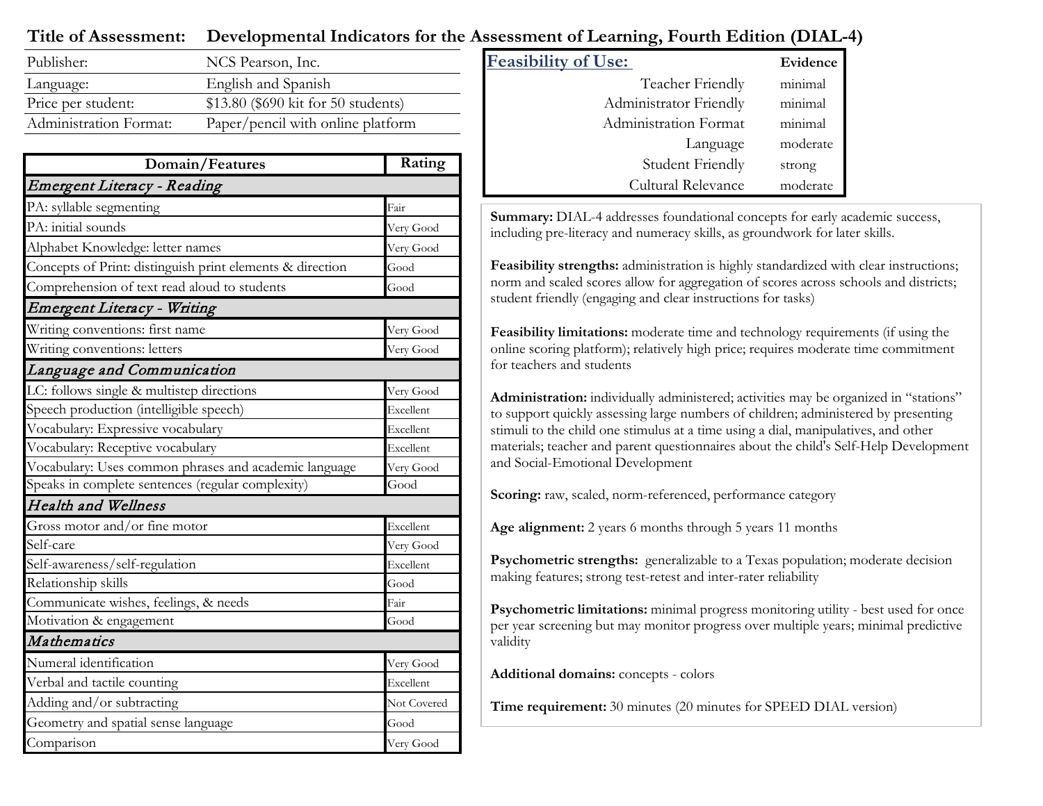## Title of Assessment: Developmental Indicators for the Assessment of Learning, Fourth Edition (DIAL-4)

| | |
|---|---|
| Publisher: | NCS Pearson, Inc. |
| Language: | English and Spanish |
| Price per student: | $13.80 ($690 kit for 50 students) |
| Administration Format: | Paper/pencil with online platform |

| Domain/Features | Rating |
|---|---|
| *Emergent Literacy - Reading* | |
| PA: syllable segmenting | Fair |
| PA: initial sounds | Very Good |
| Alphabet Knowledge: letter names | Very Good |
| Concepts of Print: distinguish print elements & direction | Good |
| Comprehension of text read aloud to students | Good |
| *Emergent Literacy - Writing* | |
| Writing conventions: first name | Very Good |
| Writing conventions: letters | Very Good |
| *Language and Communication* | |
| LC: follows single & multistep directions | Very Good |
| Speech production (intelligible speech) | Excellent |
| Vocabulary: Expressive vocabulary | Excellent |
| Vocabulary: Receptive vocabulary | Excellent |
| Vocabulary: Uses common phrases and academic language | Very Good |
| Speaks in complete sentences (regular complexity) | Good |
| *Health and Wellness* | |
| Gross motor and/or fine motor | Excellent |
| Self-care | Very Good |
| Self-awareness/self-regulation | Excellent |
| Relationship skills | Good |
| Communicate wishes, feelings, & needs | Fair |
| Motivation & engagement | Good |
| *Mathematics* | |
| Numeral identification | Very Good |
| Verbal and tactile counting | Excellent |
| Adding and/or subtracting | Not Covered |
| Geometry and spatial sense language | Good |
| Comparison | Very Good |

| Feasibility of Use: | Evidence |
|---|---|
| Teacher Friendly | minimal |
| Administrator Friendly | minimal |
| Administration Format | minimal |
| Language | moderate |
| Student Friendly | strong |
| Cultural Relevance | moderate |

**Summary:** DIAL-4 addresses foundational concepts for early academic success, including pre-literacy and numeracy skills, as groundwork for later skills.

**Feasibility strengths:** administration is highly standardized with clear instructions; norm and scaled scores allow for aggregation of scores across schools and districts; student friendly (engaging and clear instructions for tasks)

**Feasibility limitations:** moderate time and technology requirements (if using the online scoring platform); relatively high price; requires moderate time commitment for teachers and students

**Administration:** individually administered; activities may be organized in "stations" to support quickly assessing large numbers of children; administered by presenting stimuli to the child one stimulus at a time using a dial, manipulatives, and other materials; teacher and parent questionnaires about the child's Self-Help Development and Social-Emotional Development

**Scoring:** raw, scaled, norm-referenced, performance category

**Age alignment:** 2 years 6 months through 5 years 11 months

**Psychometric strengths:** generalizable to a Texas population; moderate decision making features; strong test-retest and inter-rater reliability

**Psychometric limitations:** minimal progress monitoring utility - best used for once per year screening but may monitor progress over multiple years; minimal predictive validity

**Additional domains:** concepts - colors

**Time requirement:** 30 minutes (20 minutes for SPEED DIAL version)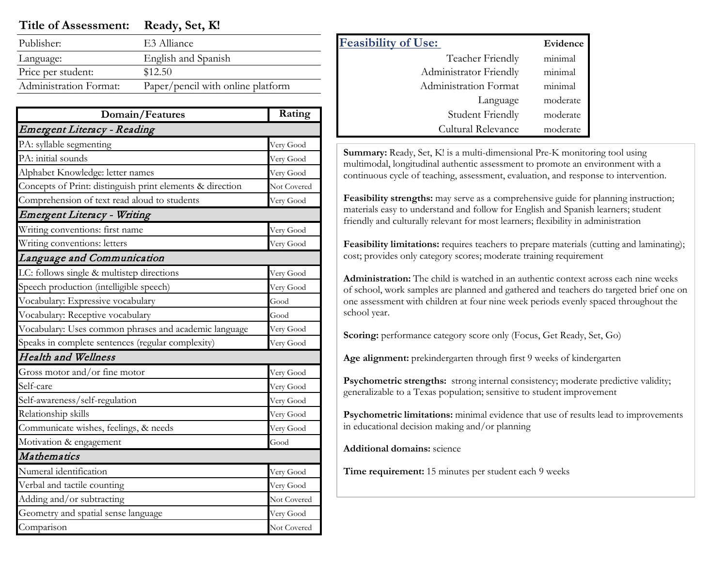| Title of Assessment: | Ready, Set, K! |
|---|---|
| Publisher: | E3 Alliance |
| Language: | English and Spanish |
| Price per student: | $12.50 |
| Administration Format: | Paper/pencil with online platform |

| Domain/Features | Rating |
|---|---|
| *Emergent Literacy - Reading* | |
| PA: syllable segmenting | Very Good |
| PA: initial sounds | Very Good |
| Alphabet Knowledge: letter names | Very Good |
| Concepts of Print: distinguish print elements & direction | Not Covered |
| Comprehension of text read aloud to students | Very Good |
| *Emergent Literacy - Writing* | |
| Writing conventions: first name | Very Good |
| Writing conventions: letters | Very Good |
| *Language and Communication* | |
| LC: follows single & multistep directions | Very Good |
| Speech production (intelligible speech) | Very Good |
| Vocabulary: Expressive vocabulary | Good |
| Vocabulary: Receptive vocabulary | Good |
| Vocabulary: Uses common phrases and academic language | Very Good |
| Speaks in complete sentences (regular complexity) | Very Good |
| *Health and Wellness* | |
| Gross motor and/or fine motor | Very Good |
| Self-care | Very Good |
| Self-awareness/self-regulation | Very Good |
| Relationship skills | Very Good |
| Communicate wishes, feelings, & needs | Very Good |
| Motivation & engagement | Good |
| *Mathematics* | |
| Numeral identification | Very Good |
| Verbal and tactile counting | Very Good |
| Adding and/or subtracting | Not Covered |
| Geometry and spatial sense language | Very Good |
| Comparison | Not Covered |

| Feasibility of Use: | Evidence |
|---|---|
| Teacher Friendly | minimal |
| Administrator Friendly | minimal |
| Administration Format | minimal |
| Language | moderate |
| Student Friendly | moderate |
| Cultural Relevance | moderate |

**Summary:** Ready, Set, K! is a multi-dimensional Pre-K monitoring tool using multimodal, longitudinal authentic assessment to promote an environment with a continuous cycle of teaching, assessment, evaluation, and response to intervention.

**Feasibility strengths:** may serve as a comprehensive guide for planning instruction; materials easy to understand and follow for English and Spanish learners; student friendly and culturally relevant for most learners; flexibility in administration

**Feasibility limitations:** requires teachers to prepare materials (cutting and laminating); cost; provides only category scores; moderate training requirement

**Administration:** The child is watched in an authentic context across each nine weeks of school, work samples are planned and gathered and teachers do targeted brief one on one assessment with children at four nine week periods evenly spaced throughout the school year.

**Scoring:** performance category score only (Focus, Get Ready, Set, Go)

**Age alignment:** prekindergarten through first 9 weeks of kindergarten

**Psychometric strengths:** strong internal consistency; moderate predictive validity; generalizable to a Texas population; sensitive to student improvement

**Psychometric limitations:** minimal evidence that use of results lead to improvements in educational decision making and/or planning

**Additional domains:** science

**Time requirement:** 15 minutes per student each 9 weeks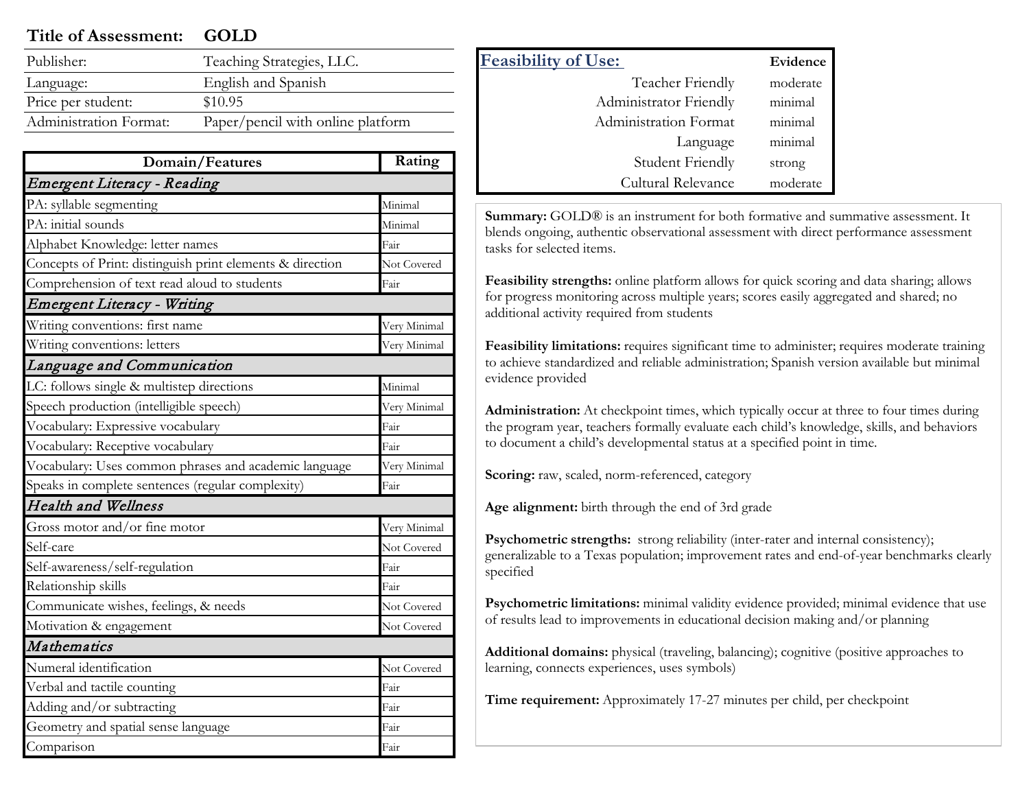## Title of Assessment: GOLD

| | |
|---|---|
| Publisher: | Teaching Strategies, LLC. |
| Language: | English and Spanish |
| Price per student: | $10.95 |
| Administration Format: | Paper/pencil with online platform |

| Domain/Features | Rating |
|---|---|
| ***Emergent Literacy - Reading*** | |
| PA: syllable segmenting | Minimal |
| PA: initial sounds | Minimal |
| Alphabet Knowledge: letter names | Fair |
| Concepts of Print: distinguish print elements & direction | Not Covered |
| Comprehension of text read aloud to students | Fair |
| ***Emergent Literacy - Writing*** | |
| Writing conventions: first name | Very Minimal |
| Writing conventions: letters | Very Minimal |
| ***Language and Communication*** | |
| LC: follows single & multistep directions | Minimal |
| Speech production (intelligible speech) | Very Minimal |
| Vocabulary: Expressive vocabulary | Fair |
| Vocabulary: Receptive vocabulary | Fair |
| Vocabulary: Uses common phrases and academic language | Very Minimal |
| Speaks in complete sentences (regular complexity) | Fair |
| ***Health and Wellness*** | |
| Gross motor and/or fine motor | Very Minimal |
| Self-care | Not Covered |
| Self-awareness/self-regulation | Fair |
| Relationship skills | Fair |
| Communicate wishes, feelings, & needs | Not Covered |
| Motivation & engagement | Not Covered |
| ***Mathematics*** | |
| Numeral identification | Not Covered |
| Verbal and tactile counting | Fair |
| Adding and/or subtracting | Fair |
| Geometry and spatial sense language | Fair |
| Comparison | Fair |

| Feasibility of Use: | Evidence |
|---|---|
| Teacher Friendly | moderate |
| Administrator Friendly | minimal |
| Administration Format | minimal |
| Language | minimal |
| Student Friendly | strong |
| Cultural Relevance | moderate |

**Summary:** GOLD® is an instrument for both formative and summative assessment. It blends ongoing, authentic observational assessment with direct performance assessment tasks for selected items.

**Feasibility strengths:** online platform allows for quick scoring and data sharing; allows for progress monitoring across multiple years; scores easily aggregated and shared; no additional activity required from students

**Feasibility limitations:** requires significant time to administer; requires moderate training to achieve standardized and reliable administration; Spanish version available but minimal evidence provided

**Administration:** At checkpoint times, which typically occur at three to four times during the program year, teachers formally evaluate each child's knowledge, skills, and behaviors to document a child's developmental status at a specified point in time.

**Scoring:** raw, scaled, norm-referenced, category

**Age alignment:** birth through the end of 3rd grade

**Psychometric strengths:** strong reliability (inter-rater and internal consistency); generalizable to a Texas population; improvement rates and end-of-year benchmarks clearly specified

**Psychometric limitations:** minimal validity evidence provided; minimal evidence that use of results lead to improvements in educational decision making and/or planning

**Additional domains:** physical (traveling, balancing); cognitive (positive approaches to learning, connects experiences, uses symbols)

**Time requirement:** Approximately 17-27 minutes per child, per checkpoint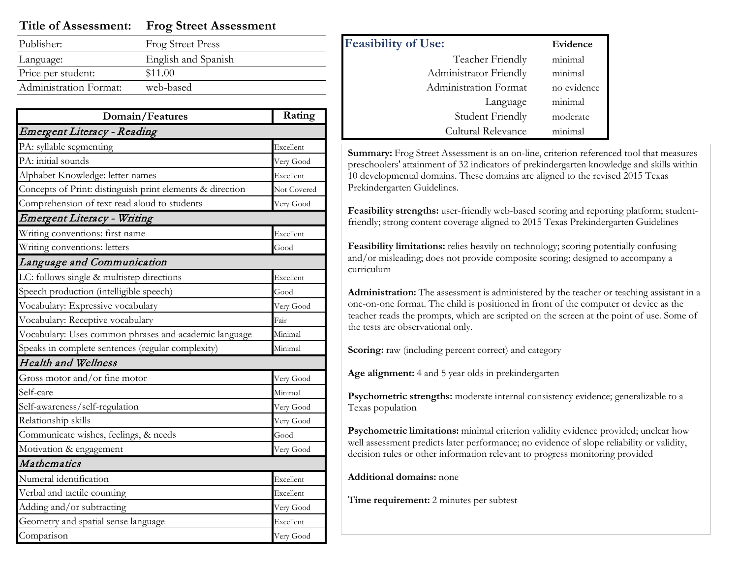| Title of Assessment: | Frog Street Assessment |
|---|---|
| Publisher: | Frog Street Press |
| Language: | English and Spanish |
| Price per student: | $11.00 |
| Administration Format: | web-based |

| Domain/Features | Rating |
|---|---|
| *Emergent Literacy - Reading* | |
| PA: syllable segmenting | Excellent |
| PA: initial sounds | Very Good |
| Alphabet Knowledge: letter names | Excellent |
| Concepts of Print: distinguish print elements & direction | Not Covered |
| Comprehension of text read aloud to students | Very Good |
| *Emergent Literacy - Writing* | |
| Writing conventions: first name | Excellent |
| Writing conventions: letters | Good |
| *Language and Communication* | |
| LC: follows single & multistep directions | Excellent |
| Speech production (intelligible speech) | Good |
| Vocabulary: Expressive vocabulary | Very Good |
| Vocabulary: Receptive vocabulary | Fair |
| Vocabulary: Uses common phrases and academic language | Minimal |
| Speaks in complete sentences (regular complexity) | Minimal |
| *Health and Wellness* | |
| Gross motor and/or fine motor | Very Good |
| Self-care | Minimal |
| Self-awareness/self-regulation | Very Good |
| Relationship skills | Very Good |
| Communicate wishes, feelings, & needs | Good |
| Motivation & engagement | Very Good |
| *Mathematics* | |
| Numeral identification | Excellent |
| Verbal and tactile counting | Excellent |
| Adding and/or subtracting | Very Good |
| Geometry and spatial sense language | Excellent |
| Comparison | Very Good |

| Feasibility of Use: | Evidence |
|---|---|
| Teacher Friendly | minimal |
| Administrator Friendly | minimal |
| Administration Format | no evidence |
| Language | minimal |
| Student Friendly | moderate |
| Cultural Relevance | minimal |

**Summary:** Frog Street Assessment is an on-line, criterion referenced tool that measures preschoolers' attainment of 32 indicators of prekindergarten knowledge and skills within 10 developmental domains. These domains are aligned to the revised 2015 Texas Prekindergarten Guidelines.

**Feasibility strengths:** user-friendly web-based scoring and reporting platform; student-friendly; strong content coverage aligned to 2015 Texas Prekindergarten Guidelines

**Feasibility limitations:** relies heavily on technology; scoring potentially confusing and/or misleading; does not provide composite scoring; designed to accompany a curriculum

**Administration:** The assessment is administered by the teacher or teaching assistant in a one-on-one format. The child is positioned in front of the computer or device as the teacher reads the prompts, which are scripted on the screen at the point of use. Some of the tests are observational only.

**Scoring:** raw (including percent correct) and category

**Age alignment:** 4 and 5 year olds in prekindergarten

**Psychometric strengths:** moderate internal consistency evidence; generalizable to a Texas population

**Psychometric limitations:** minimal criterion validity evidence provided; unclear how well assessment predicts later performance; no evidence of slope reliability or validity, decision rules or other information relevant to progress monitoring provided

**Additional domains:** none

**Time requirement:** 2 minutes per subtest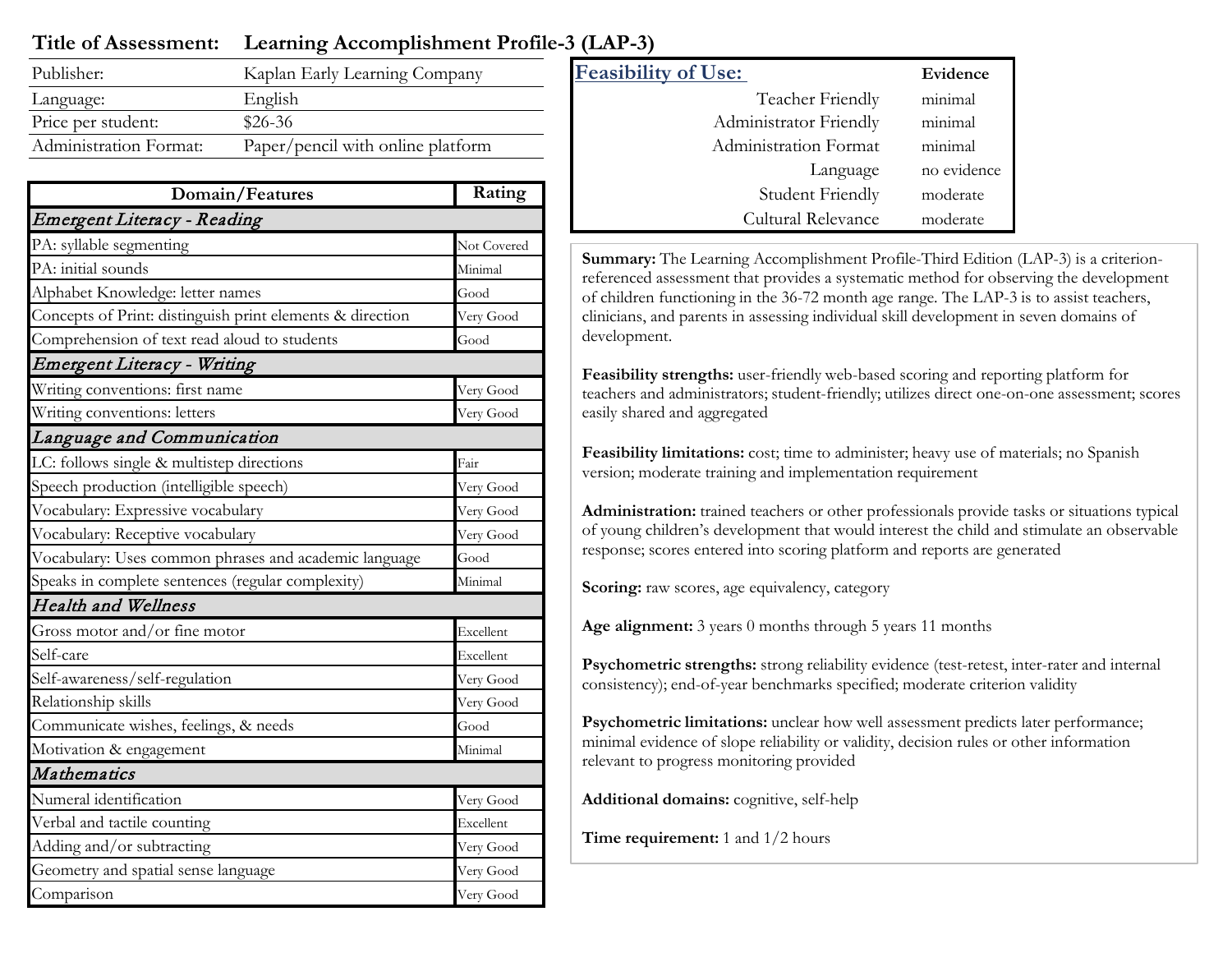# Title of Assessment: Learning Accomplishment Profile-3 (LAP-3)

| | |
|---|---|
| Publisher: | Kaplan Early Learning Company |
| Language: | English |
| Price per student: | $26-36 |
| Administration Format: | Paper/pencil with online platform |

| Domain/Features | Rating |
|---|---|
| *Emergent Literacy - Reading* | |
| PA: syllable segmenting | Not Covered |
| PA: initial sounds | Minimal |
| Alphabet Knowledge: letter names | Good |
| Concepts of Print: distinguish print elements & direction | Very Good |
| Comprehension of text read aloud to students | Good |
| *Emergent Literacy - Writing* | |
| Writing conventions: first name | Very Good |
| Writing conventions: letters | Very Good |
| *Language and Communication* | |
| LC: follows single & multistep directions | Fair |
| Speech production (intelligible speech) | Very Good |
| Vocabulary: Expressive vocabulary | Very Good |
| Vocabulary: Receptive vocabulary | Very Good |
| Vocabulary: Uses common phrases and academic language | Good |
| Speaks in complete sentences (regular complexity) | Minimal |
| *Health and Wellness* | |
| Gross motor and/or fine motor | Excellent |
| Self-care | Excellent |
| Self-awareness/self-regulation | Very Good |
| Relationship skills | Very Good |
| Communicate wishes, feelings, & needs | Good |
| Motivation & engagement | Minimal |
| *Mathematics* | |
| Numeral identification | Very Good |
| Verbal and tactile counting | Excellent |
| Adding and/or subtracting | Very Good |
| Geometry and spatial sense language | Very Good |
| Comparison | Very Good |

| Feasibility of Use: | Evidence |
|---|---|
| Teacher Friendly | minimal |
| Administrator Friendly | minimal |
| Administration Format | minimal |
| Language | no evidence |
| Student Friendly | moderate |
| Cultural Relevance | moderate |

**Summary:** The Learning Accomplishment Profile-Third Edition (LAP-3) is a criterion-referenced assessment that provides a systematic method for observing the development of children functioning in the 36-72 month age range. The LAP-3 is to assist teachers, clinicians, and parents in assessing individual skill development in seven domains of development.

**Feasibility strengths:** user-friendly web-based scoring and reporting platform for teachers and administrators; student-friendly; utilizes direct one-on-one assessment; scores easily shared and aggregated

**Feasibility limitations:** cost; time to administer; heavy use of materials; no Spanish version; moderate training and implementation requirement

**Administration:** trained teachers or other professionals provide tasks or situations typical of young children's development that would interest the child and stimulate an observable response; scores entered into scoring platform and reports are generated

**Scoring:** raw scores, age equivalency, category

**Age alignment:** 3 years 0 months through 5 years 11 months

**Psychometric strengths:** strong reliability evidence (test-retest, inter-rater and internal consistency); end-of-year benchmarks specified; moderate criterion validity

**Psychometric limitations:** unclear how well assessment predicts later performance; minimal evidence of slope reliability or validity, decision rules or other information relevant to progress monitoring provided

**Additional domains:** cognitive, self-help

**Time requirement:** 1 and 1/2 hours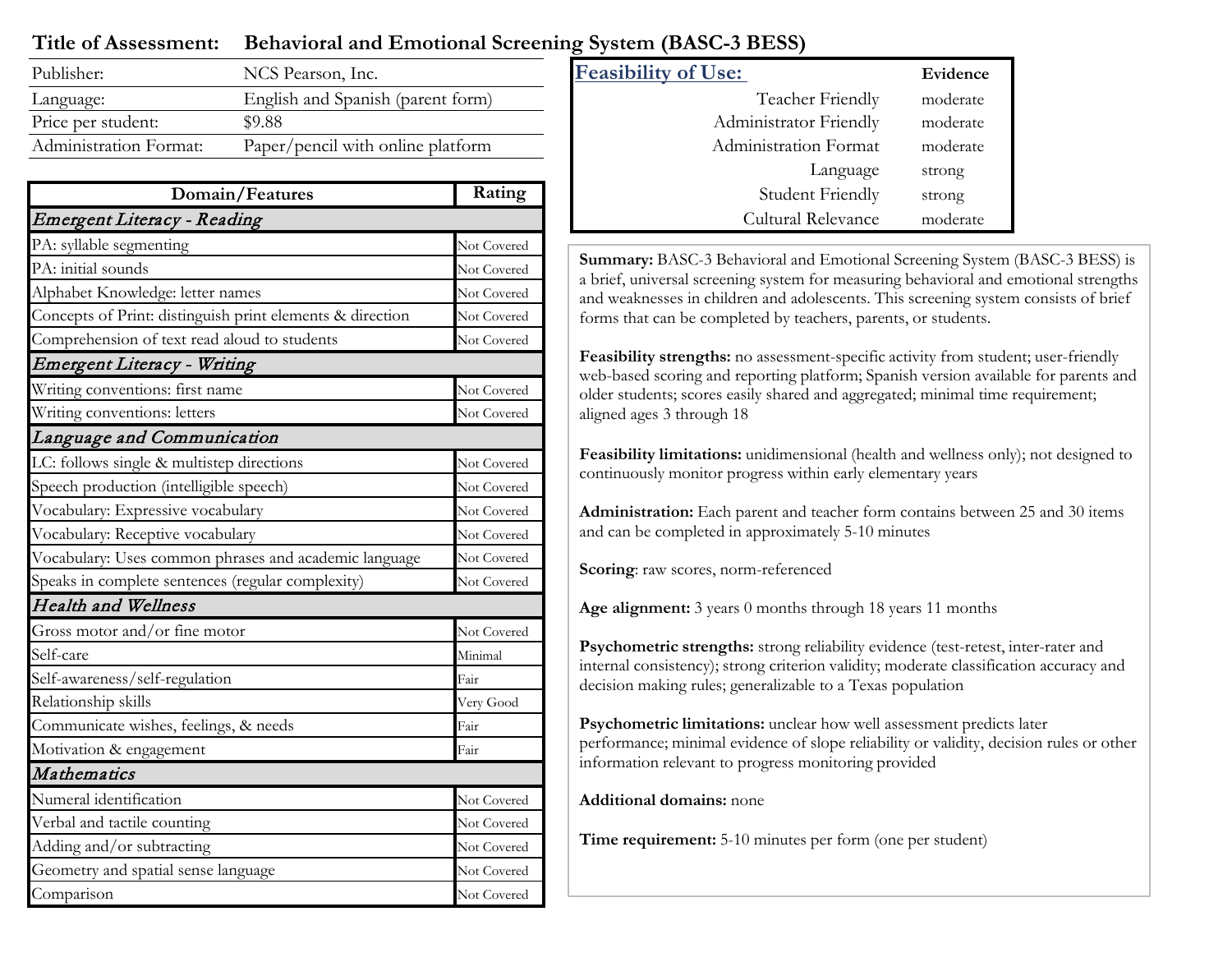## Title of Assessment: Behavioral and Emotional Screening System (BASC-3 BESS)

| | |
|---|---|
| Publisher: | NCS Pearson, Inc. |
| Language: | English and Spanish (parent form) |
| Price per student: | $9.88 |
| Administration Format: | Paper/pencil with online platform |

| Domain/Features | Rating |
|---|---|
| *Emergent Literacy - Reading* | |
| PA: syllable segmenting | Not Covered |
| PA: initial sounds | Not Covered |
| Alphabet Knowledge: letter names | Not Covered |
| Concepts of Print: distinguish print elements & direction | Not Covered |
| Comprehension of text read aloud to students | Not Covered |
| *Emergent Literacy - Writing* | |
| Writing conventions: first name | Not Covered |
| Writing conventions: letters | Not Covered |
| *Language and Communication* | |
| LC: follows single & multistep directions | Not Covered |
| Speech production (intelligible speech) | Not Covered |
| Vocabulary: Expressive vocabulary | Not Covered |
| Vocabulary: Receptive vocabulary | Not Covered |
| Vocabulary: Uses common phrases and academic language | Not Covered |
| Speaks in complete sentences (regular complexity) | Not Covered |
| *Health and Wellness* | |
| Gross motor and/or fine motor | Not Covered |
| Self-care | Minimal |
| Self-awareness/self-regulation | Fair |
| Relationship skills | Very Good |
| Communicate wishes, feelings, & needs | Fair |
| Motivation & engagement | Fair |
| *Mathematics* | |
| Numeral identification | Not Covered |
| Verbal and tactile counting | Not Covered |
| Adding and/or subtracting | Not Covered |
| Geometry and spatial sense language | Not Covered |
| Comparison | Not Covered |

| Feasibility of Use: | Evidence |
|---|---|
| Teacher Friendly | moderate |
| Administrator Friendly | moderate |
| Administration Format | moderate |
| Language | strong |
| Student Friendly | strong |
| Cultural Relevance | moderate |

**Summary:** BASC-3 Behavioral and Emotional Screening System (BASC-3 BESS) is a brief, universal screening system for measuring behavioral and emotional strengths and weaknesses in children and adolescents. This screening system consists of brief forms that can be completed by teachers, parents, or students.

**Feasibility strengths:** no assessment-specific activity from student; user-friendly web-based scoring and reporting platform; Spanish version available for parents and older students; scores easily shared and aggregated; minimal time requirement; aligned ages 3 through 18

**Feasibility limitations:** unidimensional (health and wellness only); not designed to continuously monitor progress within early elementary years

**Administration:** Each parent and teacher form contains between 25 and 30 items and can be completed in approximately 5-10 minutes

**Scoring**: raw scores, norm-referenced

**Age alignment:** 3 years 0 months through 18 years 11 months

**Psychometric strengths:** strong reliability evidence (test-retest, inter-rater and internal consistency); strong criterion validity; moderate classification accuracy and decision making rules; generalizable to a Texas population

**Psychometric limitations:** unclear how well assessment predicts later performance; minimal evidence of slope reliability or validity, decision rules or other information relevant to progress monitoring provided

**Additional domains:** none

**Time requirement:** 5-10 minutes per form (one per student)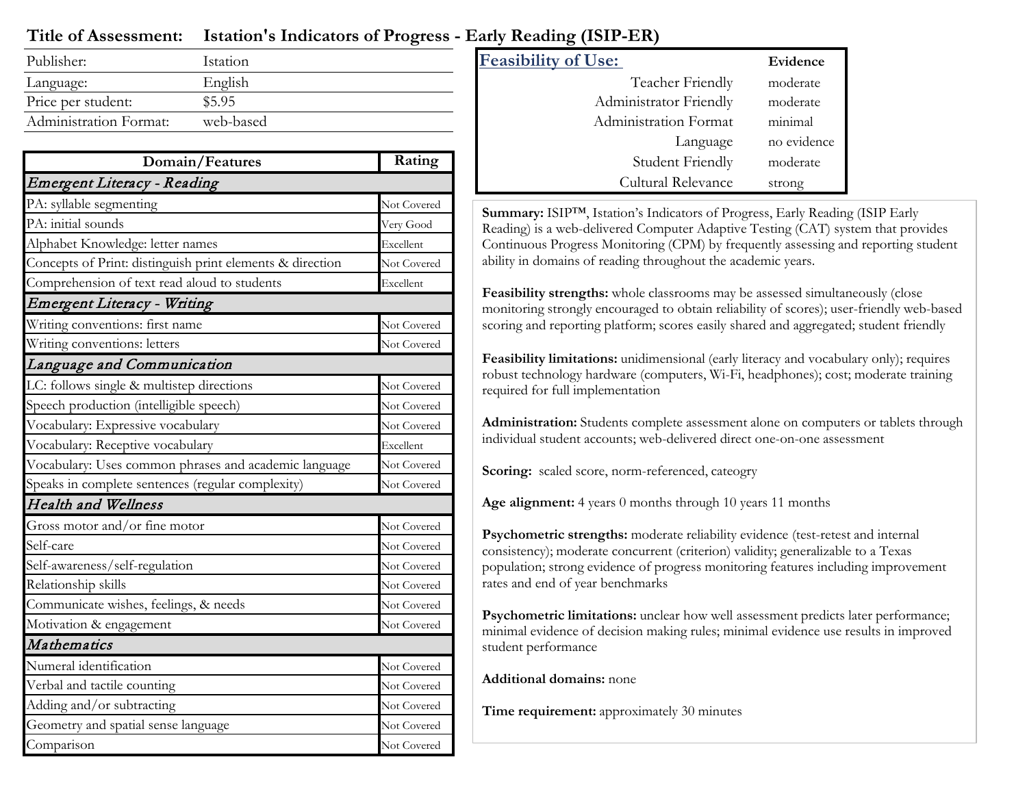# Title of Assessment: Istation's Indicators of Progress - Early Reading (ISIP-ER)

| | |
|---|---|
| Publisher: | Istation |
| Language: | English |
| Price per student: | $5.95 |
| Administration Format: | web-based |

| Domain/Features | Rating |
|---|---|
| *Emergent Literacy - Reading* | |
| PA: syllable segmenting | Not Covered |
| PA: initial sounds | Very Good |
| Alphabet Knowledge: letter names | Excellent |
| Concepts of Print: distinguish print elements & direction | Not Covered |
| Comprehension of text read aloud to students | Excellent |
| *Emergent Literacy - Writing* | |
| Writing conventions: first name | Not Covered |
| Writing conventions: letters | Not Covered |
| *Language and Communication* | |
| LC: follows single & multistep directions | Not Covered |
| Speech production (intelligible speech) | Not Covered |
| Vocabulary: Expressive vocabulary | Not Covered |
| Vocabulary: Receptive vocabulary | Excellent |
| Vocabulary: Uses common phrases and academic language | Not Covered |
| Speaks in complete sentences (regular complexity) | Not Covered |
| *Health and Wellness* | |
| Gross motor and/or fine motor | Not Covered |
| Self-care | Not Covered |
| Self-awareness/self-regulation | Not Covered |
| Relationship skills | Not Covered |
| Communicate wishes, feelings, & needs | Not Covered |
| Motivation & engagement | Not Covered |
| *Mathematics* | |
| Numeral identification | Not Covered |
| Verbal and tactile counting | Not Covered |
| Adding and/or subtracting | Not Covered |
| Geometry and spatial sense language | Not Covered |
| Comparison | Not Covered |

| Feasibility of Use: | Evidence |
|---|---|
| Teacher Friendly | moderate |
| Administrator Friendly | moderate |
| Administration Format | minimal |
| Language | no evidence |
| Student Friendly | moderate |
| Cultural Relevance | strong |

**Summary:** ISIP™, Istation's Indicators of Progress, Early Reading (ISIP Early Reading) is a web-delivered Computer Adaptive Testing (CAT) system that provides Continuous Progress Monitoring (CPM) by frequently assessing and reporting student ability in domains of reading throughout the academic years.

**Feasibility strengths:** whole classrooms may be assessed simultaneously (close monitoring strongly encouraged to obtain reliability of scores); user-friendly web-based scoring and reporting platform; scores easily shared and aggregated; student friendly

**Feasibility limitations:** unidimensional (early literacy and vocabulary only); requires robust technology hardware (computers, Wi-Fi, headphones); cost; moderate training required for full implementation

**Administration:** Students complete assessment alone on computers or tablets through individual student accounts; web-delivered direct one-on-one assessment

**Scoring:** scaled score, norm-referenced, cateogry

**Age alignment:** 4 years 0 months through 10 years 11 months

**Psychometric strengths:** moderate reliability evidence (test-retest and internal consistency); moderate concurrent (criterion) validity; generalizable to a Texas population; strong evidence of progress monitoring features including improvement rates and end of year benchmarks

**Psychometric limitations:** unclear how well assessment predicts later performance; minimal evidence of decision making rules; minimal evidence use results in improved student performance

**Additional domains:** none

**Time requirement:** approximately 30 minutes